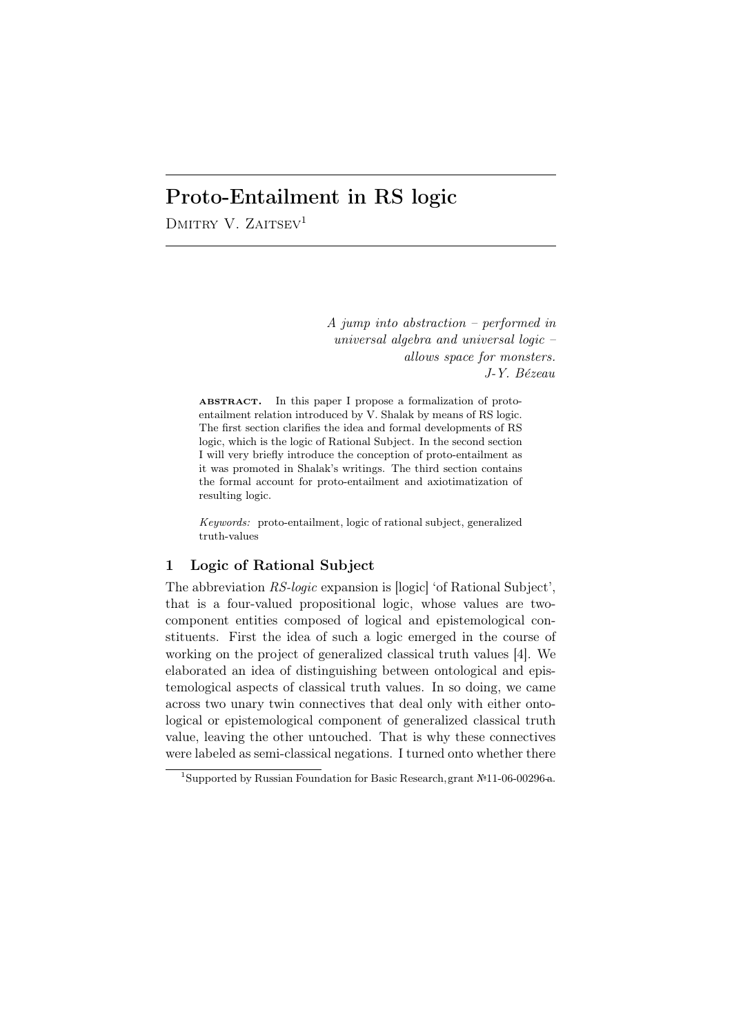# Proto-Entailment in RS logic

Dmitry V. Zaitsev[1]

> *A jump into abstraction – performed in universal algebra and universal logic – allows space for monsters.*
> *J-Y. Bézeau*

**ABSTRACT.** In this paper I propose a formalization of proto-entailment relation introduced by V. Shalak by means of RS logic. The first section clarifies the idea and formal developments of RS logic, which is the logic of Rational Subject. In the second section I will very briefly introduce the conception of proto-entailment as it was promoted in Shalak's writings. The third section contains the formal account for proto-entailment and axiotimatization of resulting logic.

*Keywords:* proto-entailment, logic of rational subject, generalized truth-values

## 1 Logic of Rational Subject

The abbreviation *RS-logic* expansion is [logic] 'of Rational Subject', that is a four-valued propositional logic, whose values are two-component entities composed of logical and epistemological constituents. First the idea of such a logic emerged in the course of working on the project of generalized classical truth values [4]. We elaborated an idea of distinguishing between ontological and epistemological aspects of classical truth values. In so doing, we came across two unary twin connectives that deal only with either ontological or epistemological component of generalized classical truth value, leaving the other untouched. That is why these connectives were labeled as semi-classical negations. I turned onto whether there

[1] Supported by Russian Foundation for Basic Research, grant №11-06-00296-a.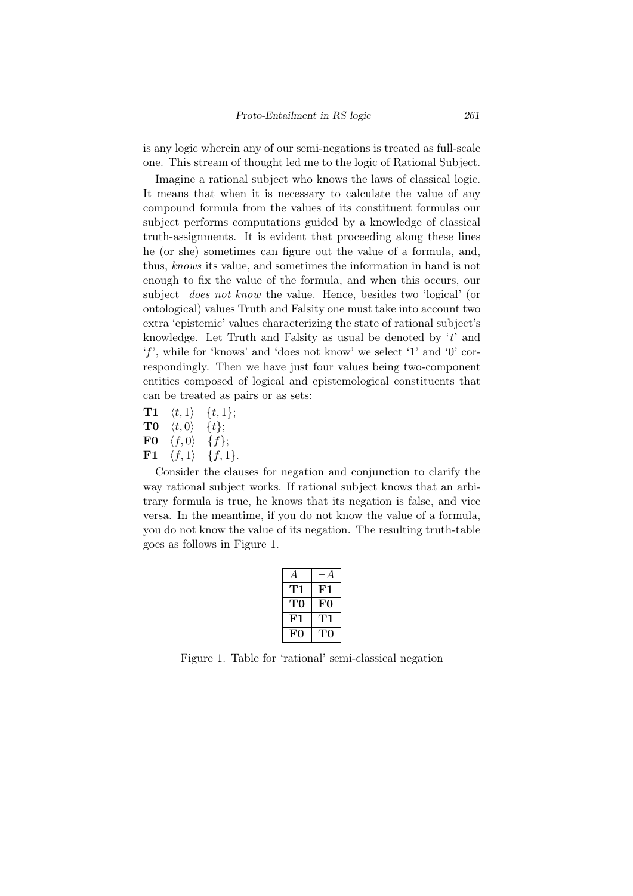is any logic wherein any of our semi-negations is treated as full-scale one. This stream of thought led me to the logic of Rational Subject.

Imagine a rational subject who knows the laws of classical logic. It means that when it is necessary to calculate the value of any compound formula from the values of its constituent formulas our subject performs computations guided by a knowledge of classical truth-assignments. It is evident that proceeding along these lines he (or she) sometimes can figure out the value of a formula, and, thus, *knows* its value, and sometimes the information in hand is not enough to fix the value of the formula, and when this occurs, our subject *does not know* the value. Hence, besides two 'logical' (or ontological) values Truth and Falsity one must take into account two extra 'epistemic' values characterizing the state of rational subject's knowledge. Let Truth and Falsity as usual be denoted by '$t$' and '$f$', while for 'knows' and 'does not know' we select '1' and '0' correspondingly. Then we have just four values being two-component entities composed of logical and epistemological constituents that can be treated as pairs or as sets:

**T1** $\langle t, 1\rangle$ $\{t, 1\}$;
**T0** $\langle t, 0\rangle$ $\{t\}$;
**F0** $\langle f, 0\rangle$ $\{f\}$;
**F1** $\langle f, 1\rangle$ $\{f, 1\}$.

Consider the clauses for negation and conjunction to clarify the way rational subject works. If rational subject knows that an arbitrary formula is true, he knows that its negation is false, and vice versa. In the meantime, if you do not know the value of a formula, you do not know the value of its negation. The resulting truth-table goes as follows in Figure 1.

| $A$ | $\neg A$ |
|---|---|
| **T1** | **F1** |
| **T0** | **F0** |
| **F1** | **T1** |
| **F0** | **T0** |

Figure 1. Table for 'rational' semi-classical negation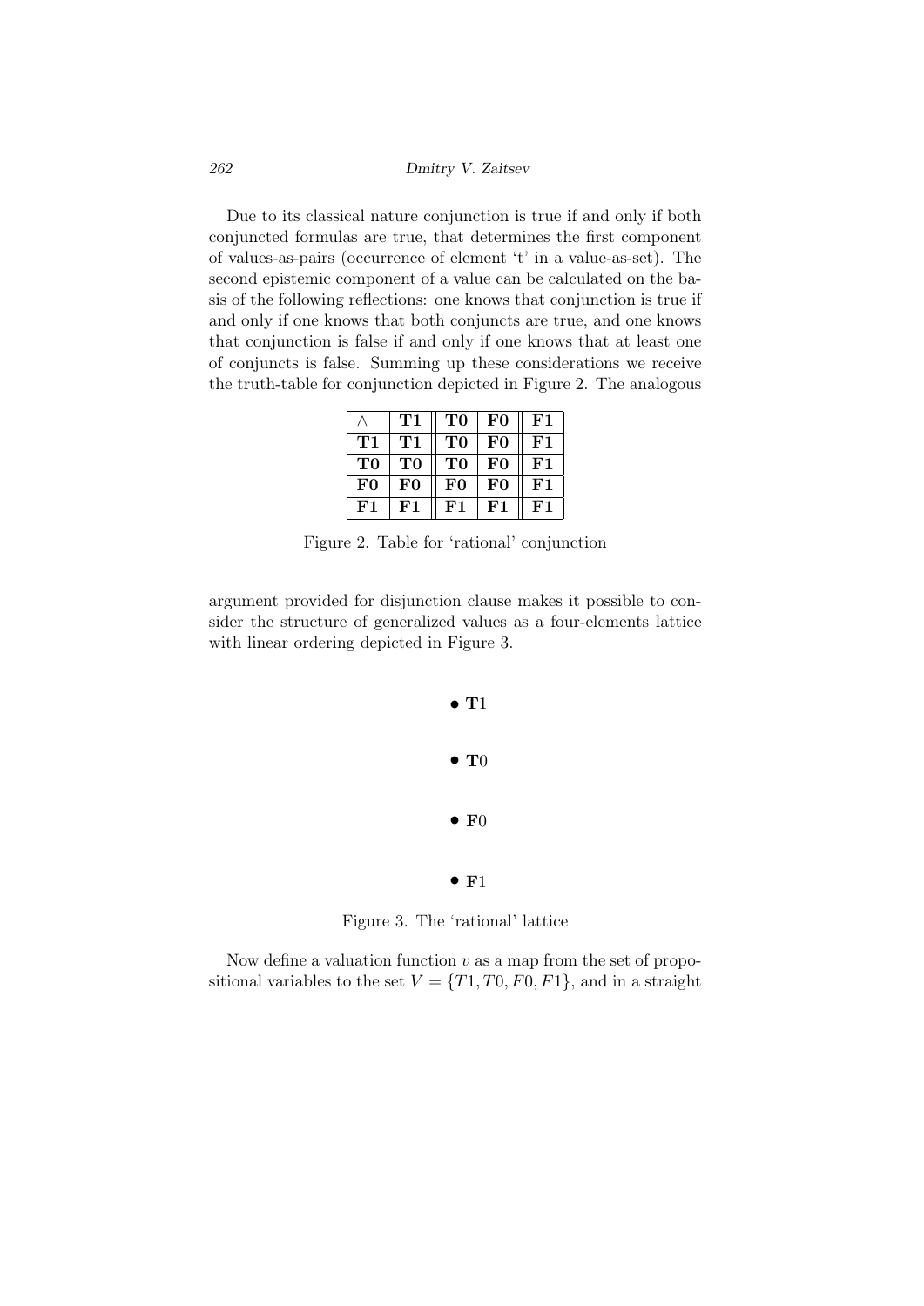Due to its classical nature conjunction is true if and only if both conjuncted formulas are true, that determines the first component of values-as-pairs (occurrence of element 't' in a value-as-set). The second epistemic component of a value can be calculated on the basis of the following reflections: one knows that conjunction is true if and only if one knows that both conjuncts are true, and one knows that conjunction is false if and only if one knows that at least one of conjuncts is false. Summing up these considerations we receive the truth-table for conjunction depicted in Figure 2. The analogous

| $\wedge$ | **T1** | **T0** | **F0** | **F1** |
|---|---|---|---|---|
| **T1** | **T1** | **T0** | **F0** | **F1** |
| **T0** | **T0** | **T0** | **F0** | **F1** |
| **F0** | **F0** | **F0** | **F0** | **F1** |
| **F1** | **F1** | **F1** | **F1** | **F1** |

Figure 2. Table for 'rational' conjunction

argument provided for disjunction clause makes it possible to consider the structure of generalized values as a four-elements lattice with linear ordering depicted in Figure 3.

**T**1

**T**0

**F**0

**F**1

Figure 3. The 'rational' lattice

Now define a valuation function $v$ as a map from the set of propositional variables to the set $V = \{T1, T0, F0, F1\}$, and in a straight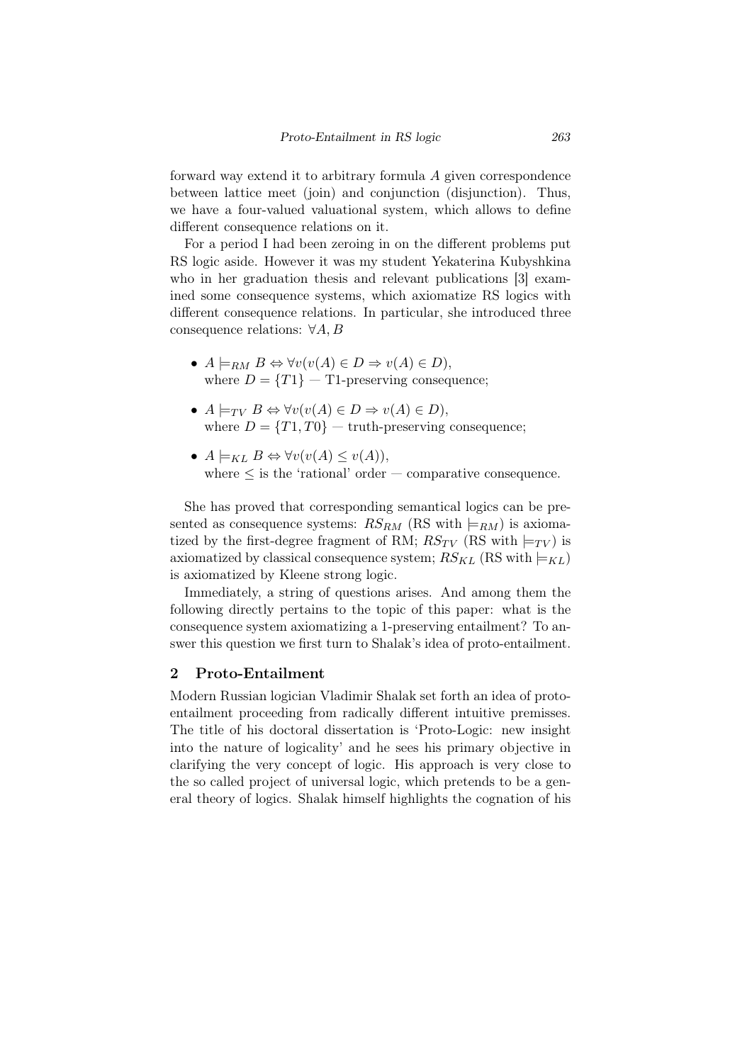forward way extend it to arbitrary formula $A$ given correspondence between lattice meet (join) and conjunction (disjunction). Thus, we have a four-valued valuational system, which allows to define different consequence relations on it.

For a period I had been zeroing in on the different problems put RS logic aside. However it was my student Yekaterina Kubyshkina who in her graduation thesis and relevant publications [3] examined some consequence systems, which axiomatize RS logics with different consequence relations. In particular, she introduced three consequence relations: $\forall A, B$

- $A \models_{RM} B \Leftrightarrow \forall v(v(A) \in D \Rightarrow v(A) \in D)$, where $D = \{T1\}$ — T1-preserving consequence;
- $A \models_{TV} B \Leftrightarrow \forall v(v(A) \in D \Rightarrow v(A) \in D)$, where $D = \{T1, T0\}$ — truth-preserving consequence;
- $A \models_{KL} B \Leftrightarrow \forall v(v(A) \leq v(A))$, where $\leq$ is the 'rational' order — comparative consequence.

She has proved that corresponding semantical logics can be presented as consequence systems: $RS_{RM}$ (RS with $\models_{RM}$) is axiomatized by the first-degree fragment of RM; $RS_{TV}$ (RS with $\models_{TV}$) is axiomatized by classical consequence system; $RS_{KL}$ (RS with $\models_{KL}$) is axiomatized by Kleene strong logic.

Immediately, a string of questions arises. And among them the following directly pertains to the topic of this paper: what is the consequence system axiomatizing a 1-preserving entailment? To answer this question we first turn to Shalak's idea of proto-entailment.

## 2 Proto-Entailment

Modern Russian logician Vladimir Shalak set forth an idea of proto-entailment proceeding from radically different intuitive premisses. The title of his doctoral dissertation is 'Proto-Logic: new insight into the nature of logicality' and he sees his primary objective in clarifying the very concept of logic. His approach is very close to the so called project of universal logic, which pretends to be a general theory of logics. Shalak himself highlights the cognation of his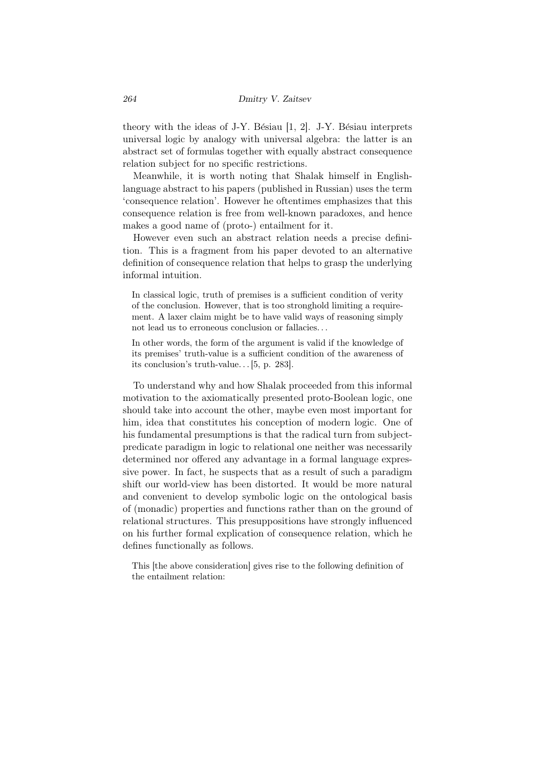theory with the ideas of J-Y. Bésiau [1, 2]. J-Y. Bésiau interprets universal logic by analogy with universal algebra: the latter is an abstract set of formulas together with equally abstract consequence relation subject for no specific restrictions.

Meanwhile, it is worth noting that Shalak himself in English-language abstract to his papers (published in Russian) uses the term 'consequence relation'. However he oftentimes emphasizes that this consequence relation is free from well-known paradoxes, and hence makes a good name of (proto-) entailment for it.

However even such an abstract relation needs a precise definition. This is a fragment from his paper devoted to an alternative definition of consequence relation that helps to grasp the underlying informal intuition.

> In classical logic, truth of premises is a sufficient condition of verity of the conclusion. However, that is too stronghold limiting a requirement. A laxer claim might be to have valid ways of reasoning simply not lead us to erroneous conclusion or fallacies...
>
> In other words, the form of the argument is valid if the knowledge of its premises' truth-value is a sufficient condition of the awareness of its conclusion's truth-value... [5, p. 283].

To understand why and how Shalak proceeded from this informal motivation to the axiomatically presented proto-Boolean logic, one should take into account the other, maybe even most important for him, idea that constitutes his conception of modern logic. One of his fundamental presumptions is that the radical turn from subject-predicate paradigm in logic to relational one neither was necessarily determined nor offered any advantage in a formal language expressive power. In fact, he suspects that as a result of such a paradigm shift our world-view has been distorted. It would be more natural and convenient to develop symbolic logic on the ontological basis of (monadic) properties and functions rather than on the ground of relational structures. This presuppositions have strongly influenced on his further formal explication of consequence relation, which he defines functionally as follows.

> This [the above consideration] gives rise to the following definition of the entailment relation: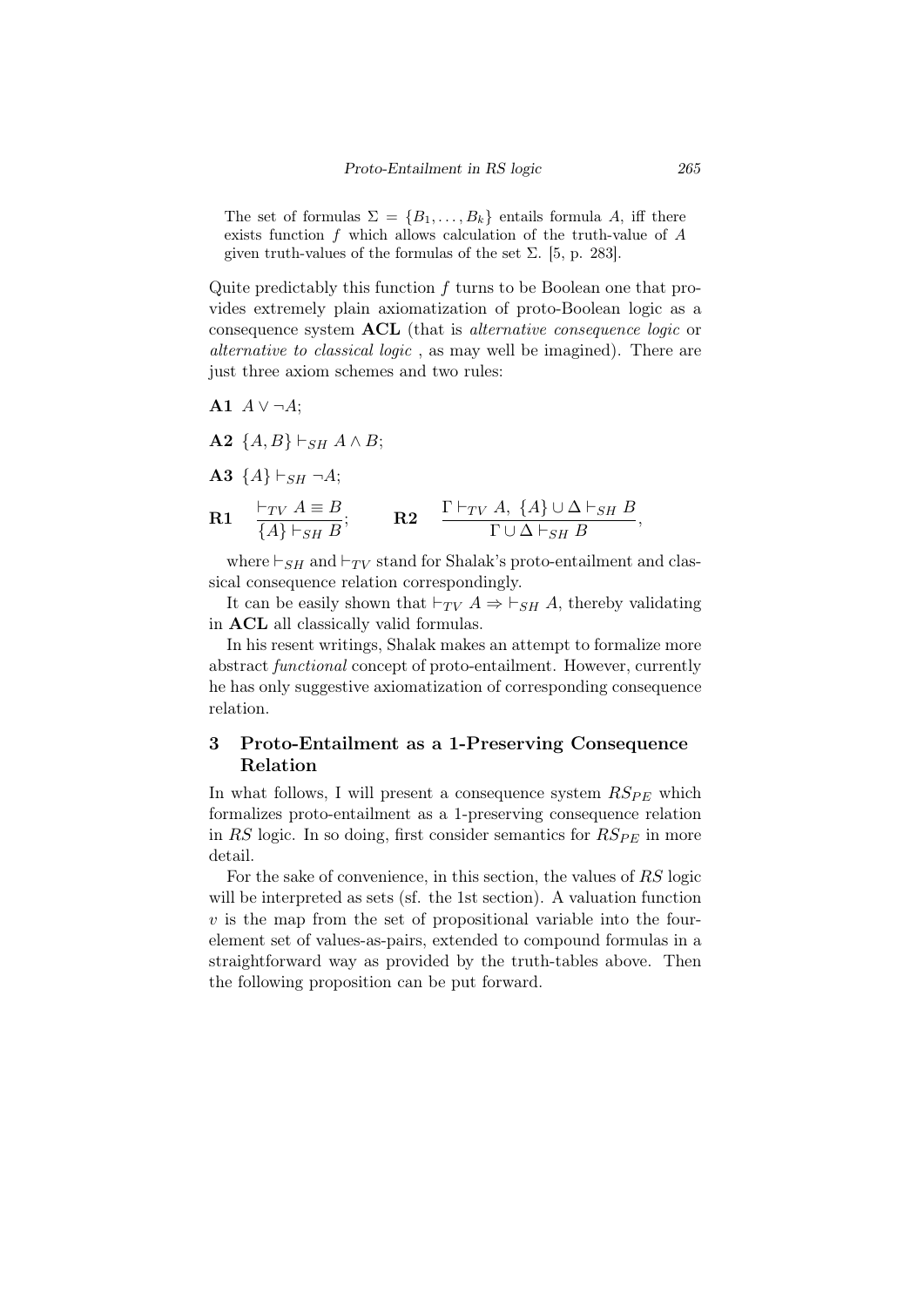The set of formulas $\Sigma = \{B_1, \ldots, B_k\}$ entails formula $A$, iff there exists function $f$ which allows calculation of the truth-value of $A$ given truth-values of the formulas of the set $\Sigma$. [5, p. 283].

Quite predictably this function $f$ turns to be Boolean one that provides extremely plain axiomatization of proto-Boolean logic as a consequence system **ACL** (that is *alternative consequence logic* or *alternative to classical logic* , as may well be imagined). There are just three axiom schemes and two rules:

**A1** $A \vee \neg A$;

**A2** $\{A, B\} \vdash_{SH} A \wedge B$;

**A3** $\{A\} \vdash_{SH} \neg A$;

**R1** $\dfrac{\vdash_{TV} A \equiv B}{\{A\} \vdash_{SH} B}$; **R2** $\dfrac{\Gamma \vdash_{TV} A,\ \{A\} \cup \Delta \vdash_{SH} B}{\Gamma \cup \Delta \vdash_{SH} B}$,

where $\vdash_{SH}$ and $\vdash_{TV}$ stand for Shalak's proto-entailment and classical consequence relation correspondingly.

It can be easily shown that $\vdash_{TV} A \Rightarrow \vdash_{SH} A$, thereby validating in **ACL** all classically valid formulas.

In his resent writings, Shalak makes an attempt to formalize more abstract *functional* concept of proto-entailment. However, currently he has only suggestive axiomatization of corresponding consequence relation.

## 3 Proto-Entailment as a 1-Preserving Consequence Relation

In what follows, I will present a consequence system $RS_{PE}$ which formalizes proto-entailment as a 1-preserving consequence relation in $RS$ logic. In so doing, first consider semantics for $RS_{PE}$ in more detail.

For the sake of convenience, in this section, the values of $RS$ logic will be interpreted as sets (sf. the 1st section). A valuation function $v$ is the map from the set of propositional variable into the four-element set of values-as-pairs, extended to compound formulas in a straightforward way as provided by the truth-tables above. Then the following proposition can be put forward.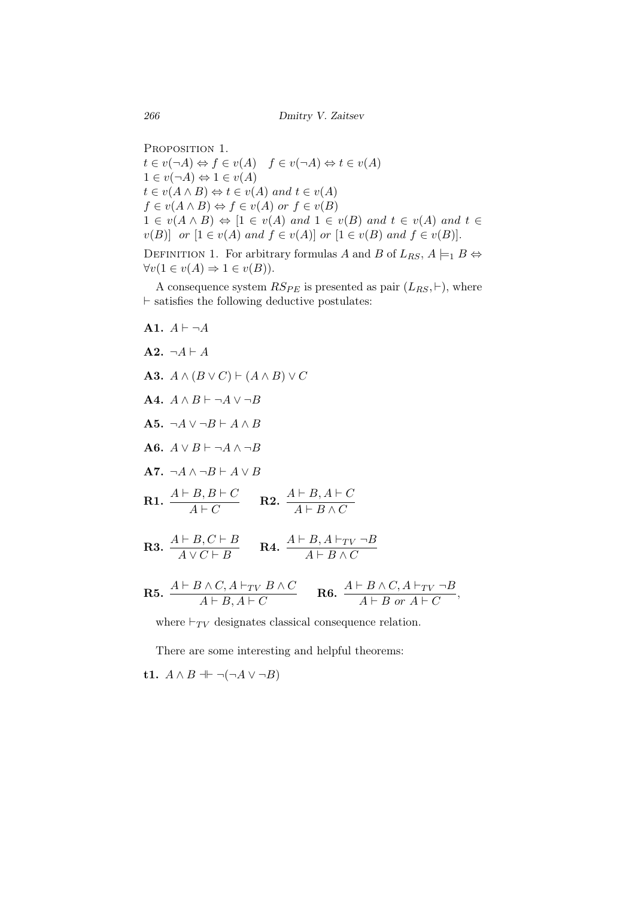PROPOSITION 1.
$t \in v(\neg A) \Leftrightarrow f \in v(A) \quad f \in v(\neg A) \Leftrightarrow t \in v(A)$
$1 \in v(\neg A) \Leftrightarrow 1 \in v(A)$
$t \in v(A \wedge B) \Leftrightarrow t \in v(A)$ *and* $t \in v(A)$
$f \in v(A \wedge B) \Leftrightarrow f \in v(A)$ *or* $f \in v(B)$
$1 \in v(A \wedge B) \Leftrightarrow [1 \in v(A)$ *and* $1 \in v(B)$ *and* $t \in v(A)$ *and* $t \in v(B)]$ *or* $[1 \in v(A)$ *and* $f \in v(A)]$ *or* $[1 \in v(B)$ *and* $f \in v(B)]$.

DEFINITION 1. For arbitrary formulas $A$ and $B$ of $L_{RS}$, $A \models_1 B \Leftrightarrow \forall v(1 \in v(A) \Rightarrow 1 \in v(B))$.

A consequence system $RS_{PE}$ is presented as pair $(L_{RS}, \vdash)$, where $\vdash$ satisfies the following deductive postulates:

**A1.** $A \vdash \neg A$

**A2.** $\neg A \vdash A$

**A3.** $A \wedge (B \vee C) \vdash (A \wedge B) \vee C$

**A4.** $A \wedge B \vdash \neg A \vee \neg B$

**A5.** $\neg A \vee \neg B \vdash A \wedge B$

**A6.** $A \vee B \vdash \neg A \wedge \neg B$

**A7.** $\neg A \wedge \neg B \vdash A \vee B$

**R1.** $\dfrac{A \vdash B, B \vdash C}{A \vdash C}$ **R2.** $\dfrac{A \vdash B, A \vdash C}{A \vdash B \wedge C}$

**R3.** $\dfrac{A \vdash B, C \vdash B}{A \vee C \vdash B}$ **R4.** $\dfrac{A \vdash B, A \vdash_{TV} \neg B}{A \vdash B \wedge C}$

**R5.** $\dfrac{A \vdash B \wedge C, A \vdash_{TV} B \wedge C}{A \vdash B, A \vdash C}$ **R6.** $\dfrac{A \vdash B \wedge C, A \vdash_{TV} \neg B}{A \vdash B \text{ or } A \vdash C}$,

where $\vdash_{TV}$ designates classical consequence relation.

There are some interesting and helpful theorems:

**t1.** $A \wedge B \dashv\vdash \neg(\neg A \vee \neg B)$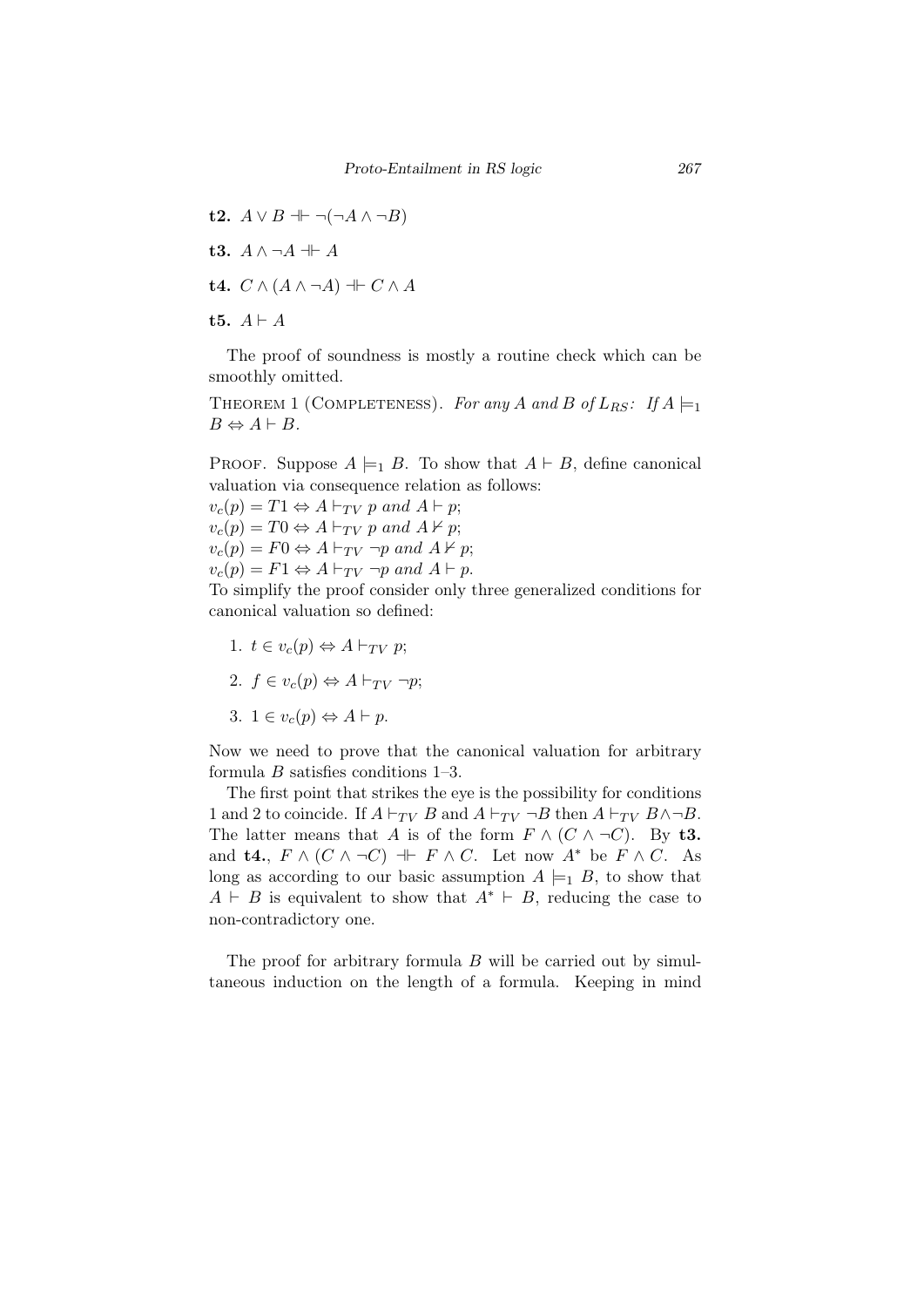**t2.** $A \vee B \dashv\vdash \neg(\neg A \wedge \neg B)$

**t3.** $A \wedge \neg A \dashv\vdash A$

**t4.** $C \wedge (A \wedge \neg A) \dashv\vdash C \wedge A$

**t5.** $A \vdash A$

The proof of soundness is mostly a routine check which can be smoothly omitted.

THEOREM 1 (COMPLETENESS). *For any $A$ and $B$ of $L_{RS}$: If $A \models_1 B \Leftrightarrow A \vdash B$.*

PROOF. Suppose $A \models_1 B$. To show that $A \vdash B$, define canonical valuation via consequence relation as follows:
$v_c(p) = T1 \Leftrightarrow A \vdash_{TV} p$ *and* $A \vdash p$;
$v_c(p) = T0 \Leftrightarrow A \vdash_{TV} p$ *and* $A \nvdash p$;
$v_c(p) = F0 \Leftrightarrow A \vdash_{TV} \neg p$ *and* $A \nvdash p$;
$v_c(p) = F1 \Leftrightarrow A \vdash_{TV} \neg p$ *and* $A \vdash p$.
To simplify the proof consider only three generalized conditions for canonical valuation so defined:

1. $t \in v_c(p) \Leftrightarrow A \vdash_{TV} p$;
2. $f \in v_c(p) \Leftrightarrow A \vdash_{TV} \neg p$;
3. $1 \in v_c(p) \Leftrightarrow A \vdash p$.

Now we need to prove that the canonical valuation for arbitrary formula $B$ satisfies conditions 1–3.

The first point that strikes the eye is the possibility for conditions 1 and 2 to coincide. If $A \vdash_{TV} B$ and $A \vdash_{TV} \neg B$ then $A \vdash_{TV} B \wedge \neg B$. The latter means that $A$ is of the form $F \wedge (C \wedge \neg C)$. By **t3.** and **t4.**, $F \wedge (C \wedge \neg C) \dashv\vdash F \wedge C$. Let now $A^*$ be $F \wedge C$. As long as according to our basic assumption $A \models_1 B$, to show that $A \vdash B$ is equivalent to show that $A^* \vdash B$, reducing the case to non-contradictory one.

The proof for arbitrary formula $B$ will be carried out by simultaneous induction on the length of a formula. Keeping in mind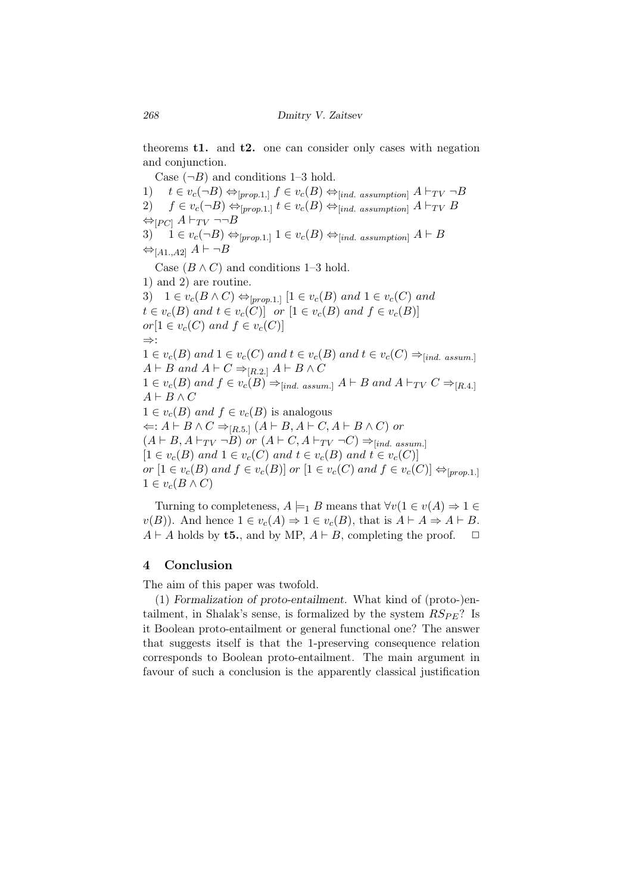theorems **t1.** and **t2.** one can consider only cases with negation and conjunction.

Case $(\neg B)$ and conditions 1–3 hold.

1) $t \in v_c(\neg B) \Leftrightarrow_{[prop.1.]} f \in v_c(B) \Leftrightarrow_{[ind.\ assumption]} A \vdash_{TV} \neg B$

2) $f \in v_c(\neg B) \Leftrightarrow_{[prop.1.]} t \in v_c(B) \Leftrightarrow_{[ind.\ assumption]} A \vdash_{TV} B$ $\Leftrightarrow_{[PC]} A \vdash_{TV} \neg\neg B$

3) $1 \in v_c(\neg B) \Leftrightarrow_{[prop.1.]} 1 \in v_c(B) \Leftrightarrow_{[ind.\ assumption]} A \vdash B$ $\Leftrightarrow_{[A1.,A2]} A \vdash \neg B$

Case $(B \wedge C)$ and conditions 1–3 hold.

1) and 2) are routine.

3) $1 \in v_c(B \wedge C) \Leftrightarrow_{[prop.1.]} [1 \in v_c(B)$ *and* $1 \in v_c(C)$ *and* $t \in v_c(B)$ *and* $t \in v_c(C)]$ *or* $[1 \in v_c(B)$ *and* $f \in v_c(B)]$ *or*$[1 \in v_c(C)$ *and* $f \in v_c(C)]$

$\Rightarrow$:

$1 \in v_c(B)$ *and* $1 \in v_c(C)$ *and* $t \in v_c(B)$ *and* $t \in v_c(C) \Rightarrow_{[ind.\ assum.]}$ $A \vdash B$ *and* $A \vdash C \Rightarrow_{[R.2.]} A \vdash B \wedge C$

$1 \in v_c(B)$ *and* $f \in v_c(B) \Rightarrow_{[ind.\ assum.]} A \vdash B$ *and* $A \vdash_{TV} C \Rightarrow_{[R.4.]}$ $A \vdash B \wedge C$

$1 \in v_c(B)$ *and* $f \in v_c(B)$ is analogous

$\Leftarrow$: $A \vdash B \wedge C \Rightarrow_{[R.5.]} (A \vdash B, A \vdash C, A \vdash B \wedge C)$ *or* $(A \vdash B, A \vdash_{TV} \neg B)$ *or* $(A \vdash C, A \vdash_{TV} \neg C) \Rightarrow_{[ind.\ assum.]}$ $[1 \in v_c(B)$ *and* $1 \in v_c(C)$ *and* $t \in v_c(B)$ *and* $t \in v_c(C)]$ *or* $[1 \in v_c(B)$ *and* $f \in v_c(B)]$ *or* $[1 \in v_c(C)$ *and* $f \in v_c(C)] \Leftrightarrow_{[prop.1.]}$ $1 \in v_c(B \wedge C)$

Turning to completeness, $A \models_1 B$ means that $\forall v(1 \in v(A) \Rightarrow 1 \in v(B))$. And hence $1 \in v_c(A) \Rightarrow 1 \in v_c(B)$, that is $A \vdash A \Rightarrow A \vdash B$. $A \vdash A$ holds by **t5.**, and by MP, $A \vdash B$, completing the proof. $\Box$

## 4 Conclusion

The aim of this paper was twofold.

(1) *Formalization of proto-entailment.* What kind of (proto-)entailment, in Shalak's sense, is formalized by the system $RS_{PE}$? Is it Boolean proto-entailment or general functional one? The answer that suggests itself is that the 1-preserving consequence relation corresponds to Boolean proto-entailment. The main argument in favour of such a conclusion is the apparently classical justification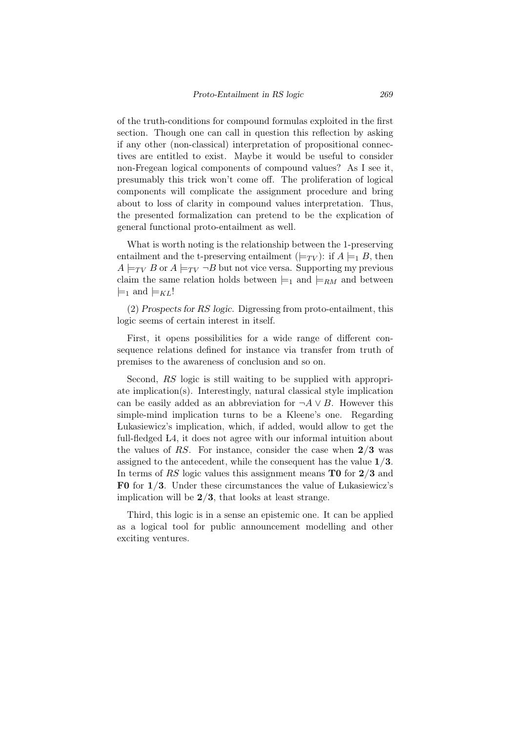of the truth-conditions for compound formulas exploited in the first section. Though one can call in question this reflection by asking if any other (non-classical) interpretation of propositional connectives are entitled to exist. Maybe it would be useful to consider non-Fregean logical components of compound values? As I see it, presumably this trick won't come off. The proliferation of logical components will complicate the assignment procedure and bring about to loss of clarity in compound values interpretation. Thus, the presented formalization can pretend to be the explication of general functional proto-entailment as well.

What is worth noting is the relationship between the 1-preserving entailment and the t-preserving entailment ($\models_{TV}$): if $A \models_1 B$, then $A \models_{TV} B$ or $A \models_{TV} \neg B$ but not vice versa. Supporting my previous claim the same relation holds between $\models_1$ and $\models_{RM}$ and between $\models_1$ and $\models_{KL}$!

(2) *Prospects for RS logic.* Digressing from proto-entailment, this logic seems of certain interest in itself.

First, it opens possibilities for a wide range of different consequence relations defined for instance via transfer from truth of premises to the awareness of conclusion and so on.

Second, *RS* logic is still waiting to be supplied with appropriate implication(s). Interestingly, natural classical style implication can be easily added as an abbreviation for $\neg A \vee B$. However this simple-mind implication turns to be a Kleene's one. Regarding Łukasiewicz's implication, which, if added, would allow to get the full-fledged Ł4, it does not agree with our informal intuition about the values of *RS*. For instance, consider the case when $\mathbf{2/3}$ was assigned to the antecedent, while the consequent has the value $\mathbf{1/3}$. In terms of *RS* logic values this assignment means $\mathbf{T0}$ for $\mathbf{2/3}$ and $\mathbf{F0}$ for $\mathbf{1/3}$. Under these circumstances the value of Łukasiewicz's implication will be $\mathbf{2/3}$, that looks at least strange.

Third, this logic is in a sense an epistemic one. It can be applied as a logical tool for public announcement modelling and other exciting ventures.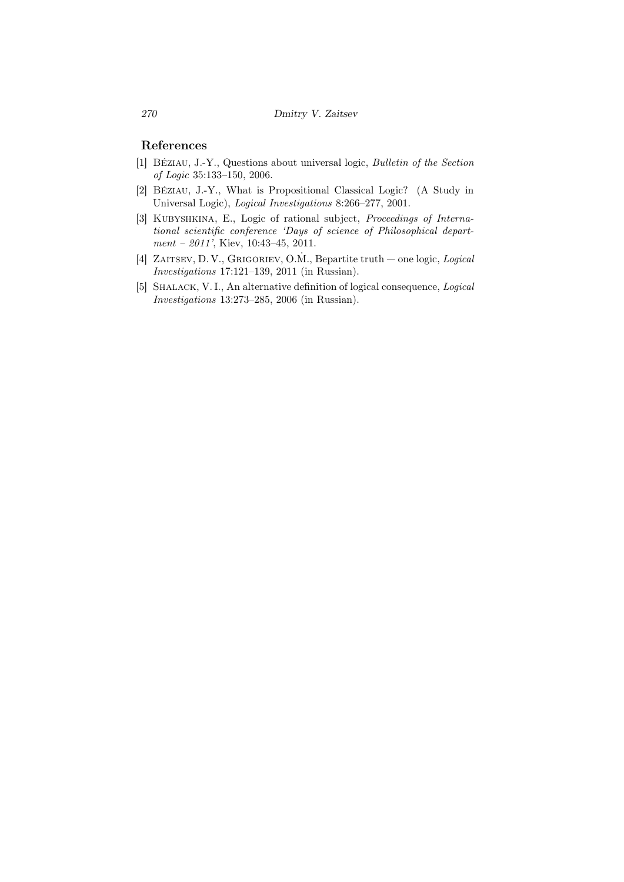## References

[1] Béziau, J.-Y., Questions about universal logic, *Bulletin of the Section of Logic* 35:133–150, 2006.

[2] Béziau, J.-Y., What is Propositional Classical Logic? (A Study in Universal Logic), *Logical Investigations* 8:266–277, 2001.

[3] Kubyshkina, E., Logic of rational subject, *Proceedings of International scientific conference 'Days of science of Philosophical department – 2011'*, Kiev, 10:43–45, 2011.

[4] Zaitsev, D. V., Grigoriev, O.Ṁ., Bepartite truth — one logic, *Logical Investigations* 17:121–139, 2011 (in Russian).

[5] Shalack, V. I., An alternative definition of logical consequence, *Logical Investigations* 13:273–285, 2006 (in Russian).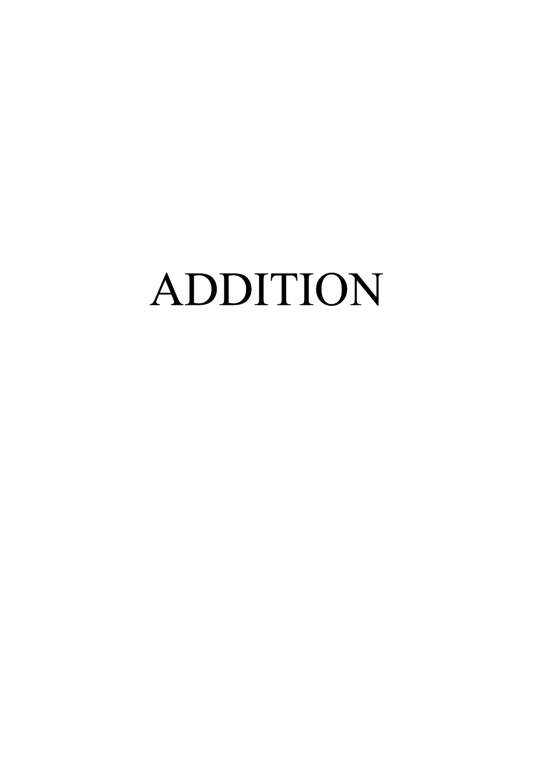# ADDITION